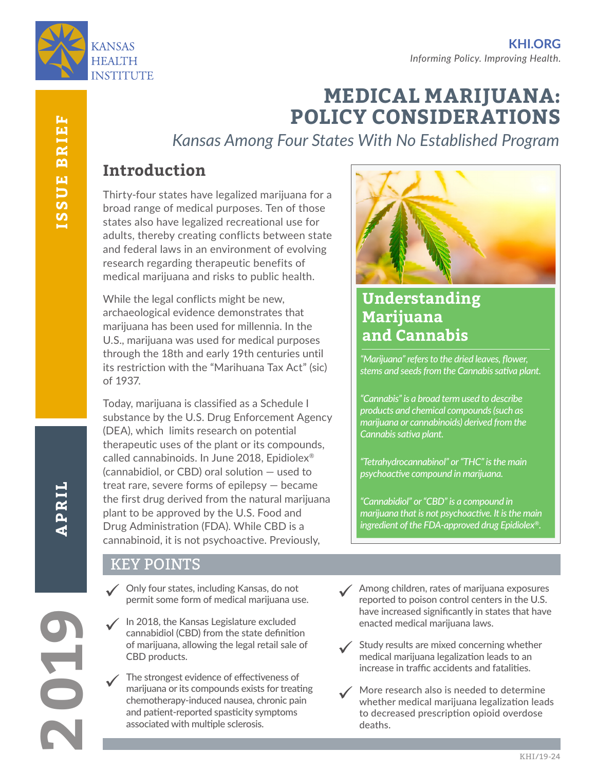KANSAS HEALTH INSTITUTE

KHI.ORG

*Informing Policy. Improving Health.*

ISSUE BRIEF

APRIL 2019

# MEDICAL MARIJUANA: POLICY CONSIDERATIONS

*Kansas Among Four States With No Established Program*

## Introduction

Thirty-four states have legalized marijuana for a broad range of medical purposes. Ten of those states also have legalized recreational use for adults, thereby creating conflicts between state and federal laws in an environment of evolving research regarding therapeutic benefits of medical marijuana and risks to public health.

While the legal conflicts might be new, archaeological evidence demonstrates that marijuana has been used for millennia. In the U.S., marijuana was used for medical purposes through the 18th and early 19th centuries until its restriction with the "Marihuana Tax Act" (sic) of 1937.

Today, marijuana is classified as a Schedule I substance by the U.S. Drug Enforcement Agency (DEA), which limits research on potential therapeutic uses of the plant or its compounds, called cannabinoids. In June 2018, Epidiolex® (cannabidiol, or CBD) oral solution — used to treat rare, severe forms of epilepsy — became the first drug derived from the natural marijuana plant to be approved by the U.S. Food and Drug Administration (FDA). While CBD is a cannabinoid, it is not psychoactive. Previously,

### Understanding Marijuana and Cannabis

*"Marijuana" refers to the dried leaves, flower, stems and seeds from the Cannabis sativa plant.*

*"Cannabis" is a broad term used to describe products and chemical compounds (such as marijuana or cannabinoids) derived from the Cannabis sativa plant.*

*"Tetrahydrocannabinol" or "THC" is the main psychoactive compound in marijuana.*

*"Cannabidiol" or "CBD" is a compound in marijuana that is not psychoactive. It is the main ingredient of the FDA-approved drug Epidiolex®.*

## KEY POINTS

- Only four states, including Kansas, do not permit some form of medical marijuana use.
- In 2018, the Kansas Legislature excluded cannabidiol (CBD) from the state definition of marijuana, allowing the legal retail sale of CBD products.
- The strongest evidence of effectiveness of marijuana or its compounds exists for treating chemotherapy-induced nausea, chronic pain and patient-reported spasticity symptoms associated with multiple sclerosis.
- Among children, rates of marijuana exposures reported to poison control centers in the U.S. have increased significantly in states that have enacted medical marijuana laws.
- Study results are mixed concerning whether medical marijuana legalization leads to an increase in traffic accidents and fatalities.
- More research also is needed to determine whether medical marijuana legalization leads to decreased prescription opioid overdose deaths.

KHI/19-24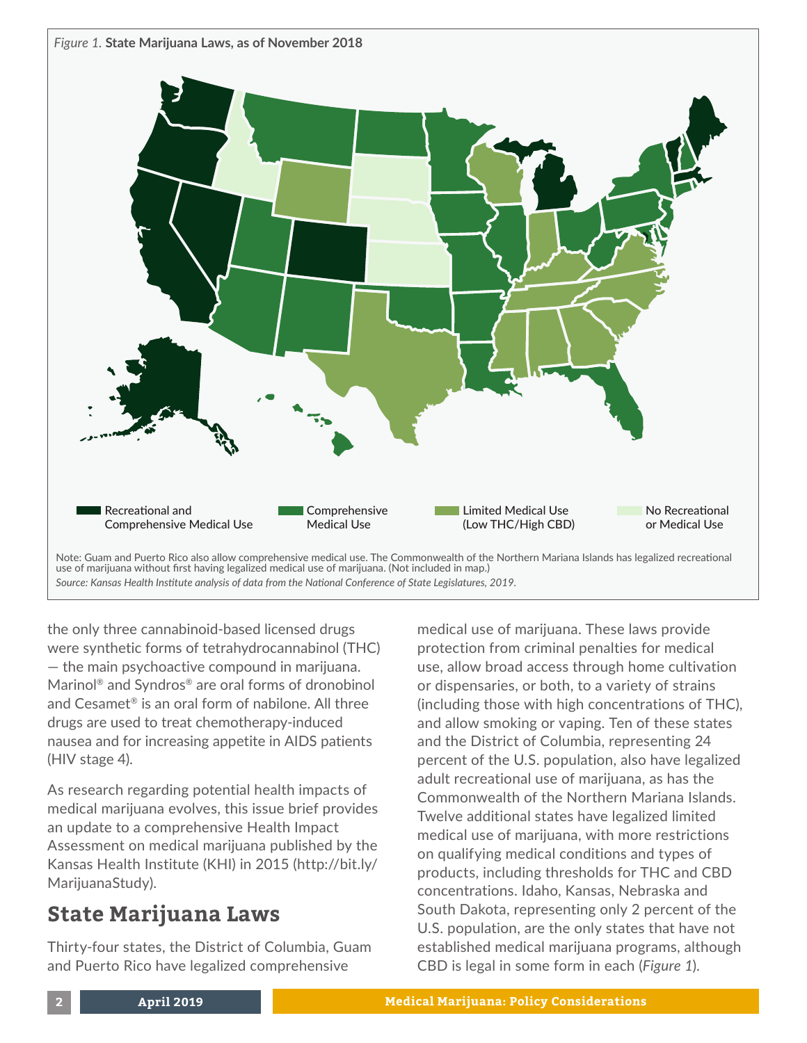*Figure 1.* **State Marijuana Laws, as of November 2018**

Recreational and Comprehensive Medical Use | Comprehensive Medical Use | Limited Medical Use (Low THC/High CBD) | No Recreational or Medical Use

Note: Guam and Puerto Rico also allow comprehensive medical use. The Commonwealth of the Northern Mariana Islands has legalized recreational use of marijuana without first having legalized medical use of marijuana. (Not included in map.)

*Source: Kansas Health Institute analysis of data from the National Conference of State Legislatures, 2019.*

the only three cannabinoid-based licensed drugs were synthetic forms of tetrahydrocannabinol (THC) — the main psychoactive compound in marijuana. Marinol® and Syndros® are oral forms of dronobinol and Cesamet® is an oral form of nabilone. All three drugs are used to treat chemotherapy-induced nausea and for increasing appetite in AIDS patients (HIV stage 4).

As research regarding potential health impacts of medical marijuana evolves, this issue brief provides an update to a comprehensive Health Impact Assessment on medical marijuana published by the Kansas Health Institute (KHI) in 2015 (http://bit.ly/MarijuanaStudy).

## State Marijuana Laws

Thirty-four states, the District of Columbia, Guam and Puerto Rico have legalized comprehensive medical use of marijuana. These laws provide protection from criminal penalties for medical use, allow broad access through home cultivation or dispensaries, or both, to a variety of strains (including those with high concentrations of THC), and allow smoking or vaping. Ten of these states and the District of Columbia, representing 24 percent of the U.S. population, also have legalized adult recreational use of marijuana, as has the Commonwealth of the Northern Mariana Islands. Twelve additional states have legalized limited medical use of marijuana, with more restrictions on qualifying medical conditions and types of products, including thresholds for THC and CBD concentrations. Idaho, Kansas, Nebraska and South Dakota, representing only 2 percent of the U.S. population, are the only states that have not established medical marijuana programs, although CBD is legal in some form in each (*Figure 1*).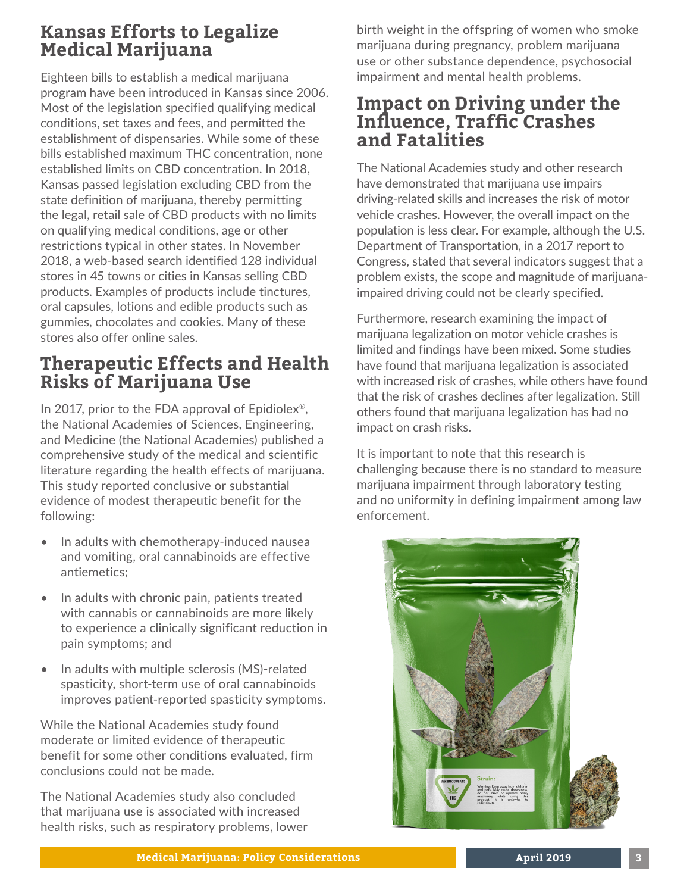## Kansas Efforts to Legalize Medical Marijuana

Eighteen bills to establish a medical marijuana program have been introduced in Kansas since 2006. Most of the legislation specified qualifying medical conditions, set taxes and fees, and permitted the establishment of dispensaries. While some of these bills established maximum THC concentration, none established limits on CBD concentration. In 2018, Kansas passed legislation excluding CBD from the state definition of marijuana, thereby permitting the legal, retail sale of CBD products with no limits on qualifying medical conditions, age or other restrictions typical in other states. In November 2018, a web-based search identified 128 individual stores in 45 towns or cities in Kansas selling CBD products. Examples of products include tinctures, oral capsules, lotions and edible products such as gummies, chocolates and cookies. Many of these stores also offer online sales.

## Therapeutic Effects and Health Risks of Marijuana Use

In 2017, prior to the FDA approval of Epidiolex®, the National Academies of Sciences, Engineering, and Medicine (the National Academies) published a comprehensive study of the medical and scientific literature regarding the health effects of marijuana. This study reported conclusive or substantial evidence of modest therapeutic benefit for the following:

- In adults with chemotherapy-induced nausea and vomiting, oral cannabinoids are effective antiemetics;
- In adults with chronic pain, patients treated with cannabis or cannabinoids are more likely to experience a clinically significant reduction in pain symptoms; and
- In adults with multiple sclerosis (MS)-related spasticity, short-term use of oral cannabinoids improves patient-reported spasticity symptoms.

While the National Academies study found moderate or limited evidence of therapeutic benefit for some other conditions evaluated, firm conclusions could not be made.

The National Academies study also concluded that marijuana use is associated with increased health risks, such as respiratory problems, lower birth weight in the offspring of women who smoke marijuana during pregnancy, problem marijuana use or other substance dependence, psychosocial impairment and mental health problems.

## Impact on Driving under the Influence, Traffic Crashes and Fatalities

The National Academies study and other research have demonstrated that marijuana use impairs driving-related skills and increases the risk of motor vehicle crashes. However, the overall impact on the population is less clear. For example, although the U.S. Department of Transportation, in a 2017 report to Congress, stated that several indicators suggest that a problem exists, the scope and magnitude of marijuana-impaired driving could not be clearly specified.

Furthermore, research examining the impact of marijuana legalization on motor vehicle crashes is limited and findings have been mixed. Some studies have found that marijuana legalization is associated with increased risk of crashes, while others have found that the risk of crashes declines after legalization. Still others found that marijuana legalization has had no impact on crash risks.

It is important to note that this research is challenging because there is no standard to measure marijuana impairment through laboratory testing and no uniformity in defining impairment among law enforcement.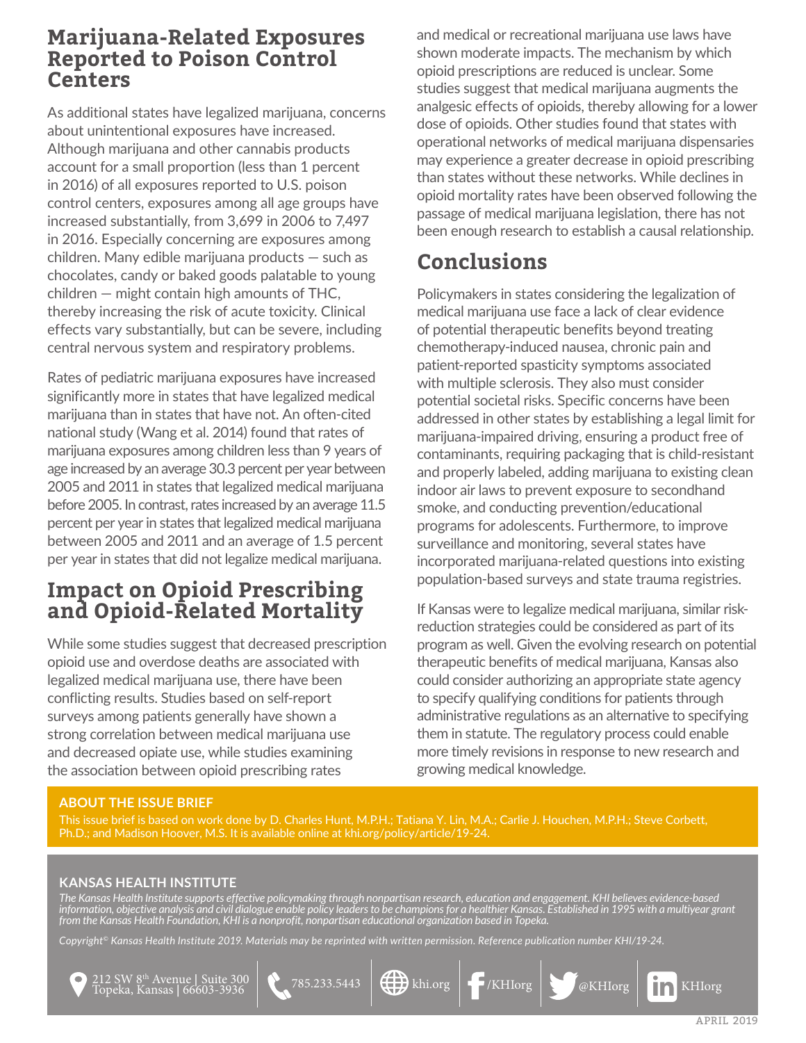## Marijuana-Related Exposures Reported to Poison Control Centers

As additional states have legalized marijuana, concerns about unintentional exposures have increased. Although marijuana and other cannabis products account for a small proportion (less than 1 percent in 2016) of all exposures reported to U.S. poison control centers, exposures among all age groups have increased substantially, from 3,699 in 2006 to 7,497 in 2016. Especially concerning are exposures among children. Many edible marijuana products — such as chocolates, candy or baked goods palatable to young children — might contain high amounts of THC, thereby increasing the risk of acute toxicity. Clinical effects vary substantially, but can be severe, including central nervous system and respiratory problems.

Rates of pediatric marijuana exposures have increased significantly more in states that have legalized medical marijuana than in states that have not. An often-cited national study (Wang et al. 2014) found that rates of marijuana exposures among children less than 9 years of age increased by an average 30.3 percent per year between 2005 and 2011 in states that legalized medical marijuana before 2005. In contrast, rates increased by an average 11.5 percent per year in states that legalized medical marijuana between 2005 and 2011 and an average of 1.5 percent per year in states that did not legalize medical marijuana.

## Impact on Opioid Prescribing and Opioid-Related Mortality

While some studies suggest that decreased prescription opioid use and overdose deaths are associated with legalized medical marijuana use, there have been conflicting results. Studies based on self-report surveys among patients generally have shown a strong correlation between medical marijuana use and decreased opiate use, while studies examining the association between opioid prescribing rates and medical or recreational marijuana use laws have shown moderate impacts. The mechanism by which opioid prescriptions are reduced is unclear. Some studies suggest that medical marijuana augments the analgesic effects of opioids, thereby allowing for a lower dose of opioids. Other studies found that states with operational networks of medical marijuana dispensaries may experience a greater decrease in opioid prescribing than states without these networks. While declines in opioid mortality rates have been observed following the passage of medical marijuana legislation, there has not been enough research to establish a causal relationship.

## Conclusions

Policymakers in states considering the legalization of medical marijuana use face a lack of clear evidence of potential therapeutic benefits beyond treating chemotherapy-induced nausea, chronic pain and patient-reported spasticity symptoms associated with multiple sclerosis. They also must consider potential societal risks. Specific concerns have been addressed in other states by establishing a legal limit for marijuana-impaired driving, ensuring a product free of contaminants, requiring packaging that is child-resistant and properly labeled, adding marijuana to existing clean indoor air laws to prevent exposure to secondhand smoke, and conducting prevention/educational programs for adolescents. Furthermore, to improve surveillance and monitoring, several states have incorporated marijuana-related questions into existing population-based surveys and state trauma registries.

If Kansas were to legalize medical marijuana, similar risk-reduction strategies could be considered as part of its program as well. Given the evolving research on potential therapeutic benefits of medical marijuana, Kansas also could consider authorizing an appropriate state agency to specify qualifying conditions for patients through administrative regulations as an alternative to specifying them in statute. The regulatory process could enable more timely revisions in response to new research and growing medical knowledge.

**ABOUT THE ISSUE BRIEF**

This issue brief is based on work done by D. Charles Hunt, M.P.H.; Tatiana Y. Lin, M.A.; Carlie J. Houchen, M.P.H.; Steve Corbett, Ph.D.; and Madison Hoover, M.S. It is available online at khi.org/policy/article/19-24.

**KANSAS HEALTH INSTITUTE**

*The Kansas Health Institute supports effective policymaking through nonpartisan research, education and engagement. KHI believes evidence-based information, objective analysis and civil dialogue enable policy leaders to be champions for a healthier Kansas. Established in 1995 with a multiyear grant from the Kansas Health Foundation, KHI is a nonprofit, nonpartisan educational organization based in Topeka.*

*Copyright© Kansas Health Institute 2019. Materials may be reprinted with written permission. Reference publication number KHI/19-24.*

212 SW 8th Avenue | Suite 300 Topeka, Kansas | 66603-3936 | 785.233.5443 | khi.org | /KHIorg | @KHIorg | KHIorg

APRIL 2019